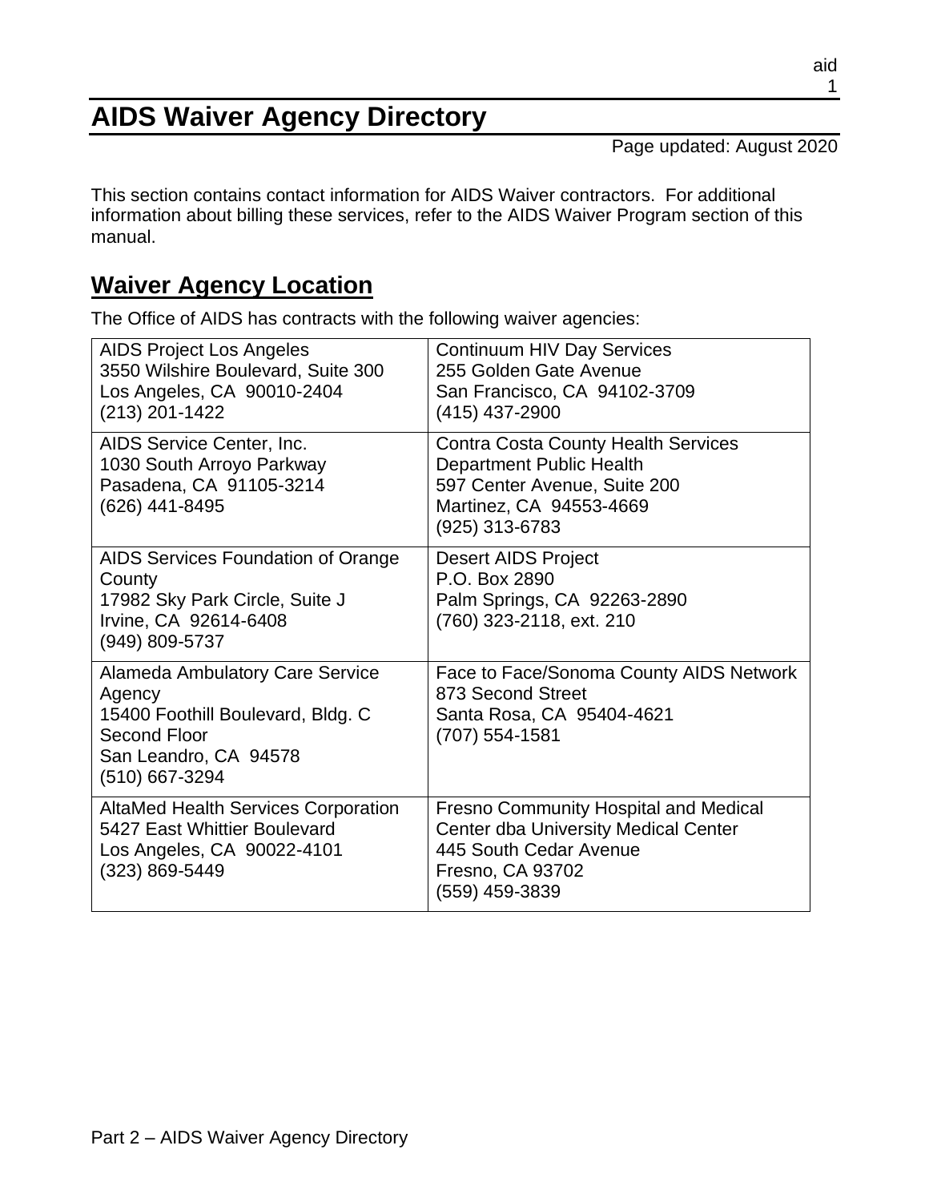# AIDS Waiver Agency Directory

Page updated: August 2020

This section contains contact information for AIDS Waiver contractors. For additional information about billing these services, refer to the AIDS Waiver Program section of this manual.

## Waiver Agency Location

The Office of AIDS has contracts with the following waiver agencies:

| | |
|---|---|
| AIDS Project Los Angeles<br>3550 Wilshire Boulevard, Suite 300<br>Los Angeles, CA 90010-2404<br>(213) 201-1422 | Continuum HIV Day Services<br>255 Golden Gate Avenue<br>San Francisco, CA 94102-3709<br>(415) 437-2900 |
| AIDS Service Center, Inc.<br>1030 South Arroyo Parkway<br>Pasadena, CA 91105-3214<br>(626) 441-8495 | Contra Costa County Health Services<br>Department Public Health<br>597 Center Avenue, Suite 200<br>Martinez, CA 94553-4669<br>(925) 313-6783 |
| AIDS Services Foundation of Orange County<br>17982 Sky Park Circle, Suite J<br>Irvine, CA 92614-6408<br>(949) 809-5737 | Desert AIDS Project<br>P.O. Box 2890<br>Palm Springs, CA 92263-2890<br>(760) 323-2118, ext. 210 |
| Alameda Ambulatory Care Service Agency<br>15400 Foothill Boulevard, Bldg. C<br>Second Floor<br>San Leandro, CA 94578<br>(510) 667-3294 | Face to Face/Sonoma County AIDS Network<br>873 Second Street<br>Santa Rosa, CA 95404-4621<br>(707) 554-1581 |
| AltaMed Health Services Corporation<br>5427 East Whittier Boulevard<br>Los Angeles, CA 90022-4101<br>(323) 869-5449 | Fresno Community Hospital and Medical Center dba University Medical Center<br>445 South Cedar Avenue<br>Fresno, CA 93702<br>(559) 459-3839 |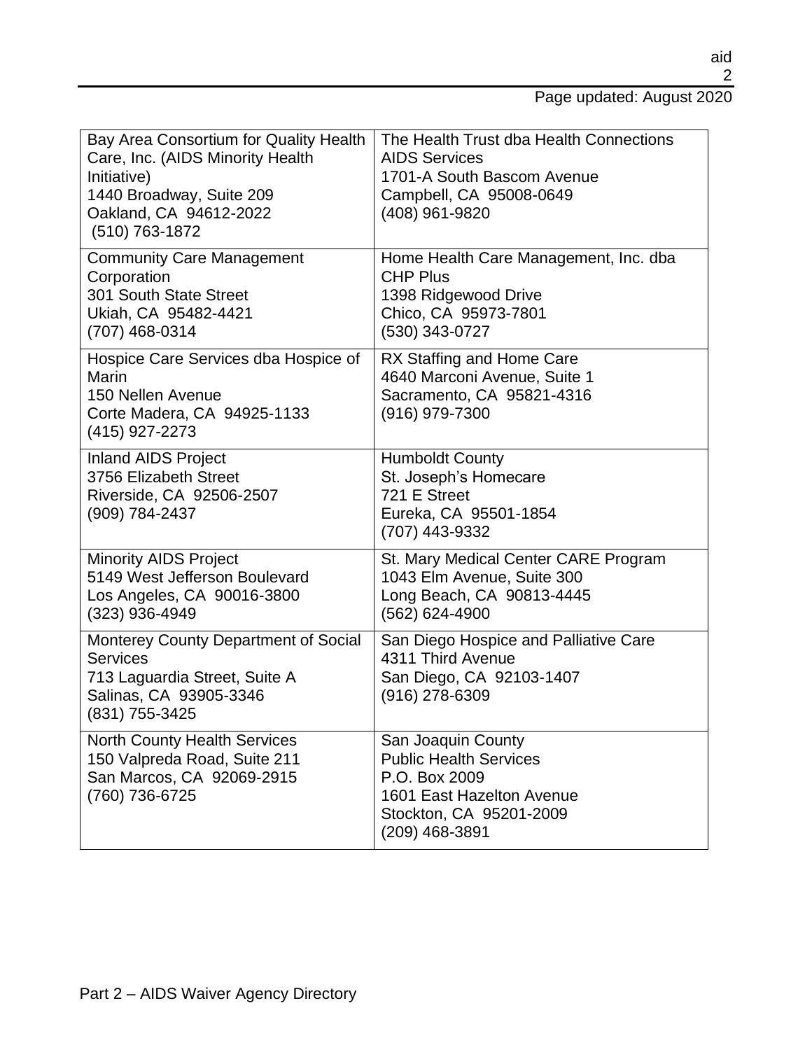| | |
|---|---|
| Bay Area Consortium for Quality Health Care, Inc. (AIDS Minority Health Initiative)<br>1440 Broadway, Suite 209<br>Oakland, CA 94612-2022<br>(510) 763-1872 | The Health Trust dba Health Connections AIDS Services<br>1701-A South Bascom Avenue<br>Campbell, CA 95008-0649<br>(408) 961-9820 |
| Community Care Management Corporation<br>301 South State Street<br>Ukiah, CA 95482-4421<br>(707) 468-0314 | Home Health Care Management, Inc. dba CHP Plus<br>1398 Ridgewood Drive<br>Chico, CA 95973-7801<br>(530) 343-0727 |
| Hospice Care Services dba Hospice of Marin<br>150 Nellen Avenue<br>Corte Madera, CA 94925-1133<br>(415) 927-2273 | RX Staffing and Home Care<br>4640 Marconi Avenue, Suite 1<br>Sacramento, CA 95821-4316<br>(916) 979-7300 |
| Inland AIDS Project<br>3756 Elizabeth Street<br>Riverside, CA 92506-2507<br>(909) 784-2437 | Humboldt County<br>St. Joseph's Homecare<br>721 E Street<br>Eureka, CA 95501-1854<br>(707) 443-9332 |
| Minority AIDS Project<br>5149 West Jefferson Boulevard<br>Los Angeles, CA 90016-3800<br>(323) 936-4949 | St. Mary Medical Center CARE Program<br>1043 Elm Avenue, Suite 300<br>Long Beach, CA 90813-4445<br>(562) 624-4900 |
| Monterey County Department of Social Services<br>713 Laguardia Street, Suite A<br>Salinas, CA 93905-3346<br>(831) 755-3425 | San Diego Hospice and Palliative Care<br>4311 Third Avenue<br>San Diego, CA 92103-1407<br>(916) 278-6309 |
| North County Health Services<br>150 Valpreda Road, Suite 211<br>San Marcos, CA 92069-2915<br>(760) 736-6725 | San Joaquin County<br>Public Health Services<br>P.O. Box 2009<br>1601 East Hazelton Avenue<br>Stockton, CA 95201-2009<br>(209) 468-3891 |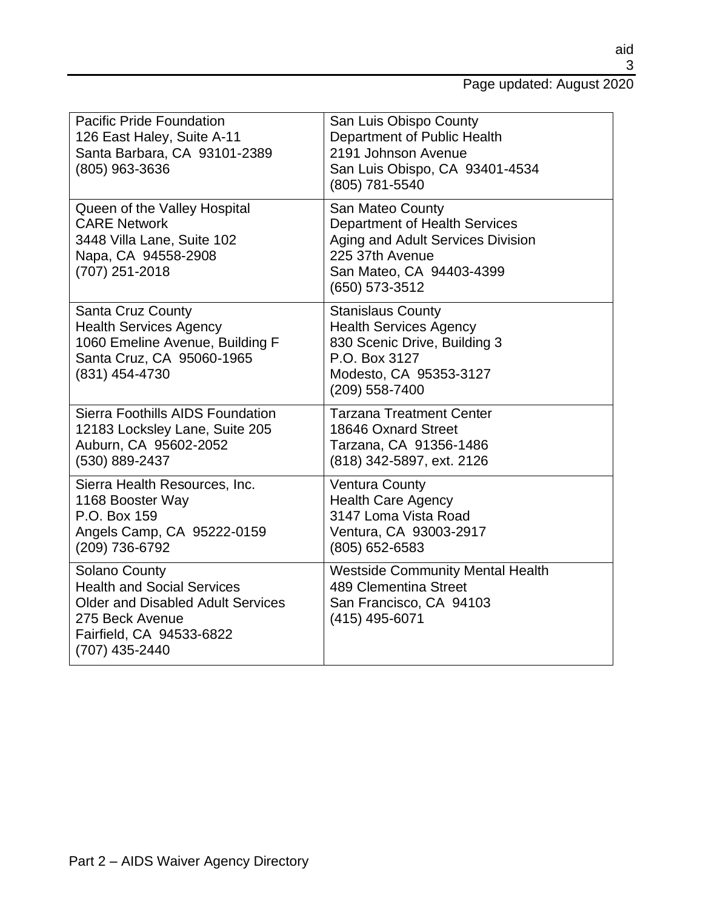| | |
|---|---|
| Pacific Pride Foundation<br>126 East Haley, Suite A-11<br>Santa Barbara, CA 93101-2389<br>(805) 963-3636 | San Luis Obispo County<br>Department of Public Health<br>2191 Johnson Avenue<br>San Luis Obispo, CA 93401-4534<br>(805) 781-5540 |
| Queen of the Valley Hospital<br>CARE Network<br>3448 Villa Lane, Suite 102<br>Napa, CA 94558-2908<br>(707) 251-2018 | San Mateo County<br>Department of Health Services<br>Aging and Adult Services Division<br>225 37th Avenue<br>San Mateo, CA 94403-4399<br>(650) 573-3512 |
| Santa Cruz County<br>Health Services Agency<br>1060 Emeline Avenue, Building F<br>Santa Cruz, CA 95060-1965<br>(831) 454-4730 | Stanislaus County<br>Health Services Agency<br>830 Scenic Drive, Building 3<br>P.O. Box 3127<br>Modesto, CA 95353-3127<br>(209) 558-7400 |
| Sierra Foothills AIDS Foundation<br>12183 Locksley Lane, Suite 205<br>Auburn, CA 95602-2052<br>(530) 889-2437 | Tarzana Treatment Center<br>18646 Oxnard Street<br>Tarzana, CA 91356-1486<br>(818) 342-5897, ext. 2126 |
| Sierra Health Resources, Inc.<br>1168 Booster Way<br>P.O. Box 159<br>Angels Camp, CA 95222-0159<br>(209) 736-6792 | Ventura County<br>Health Care Agency<br>3147 Loma Vista Road<br>Ventura, CA 93003-2917<br>(805) 652-6583 |
| Solano County<br>Health and Social Services<br>Older and Disabled Adult Services<br>275 Beck Avenue<br>Fairfield, CA 94533-6822<br>(707) 435-2440 | Westside Community Mental Health<br>489 Clementina Street<br>San Francisco, CA 94103<br>(415) 495-6071 |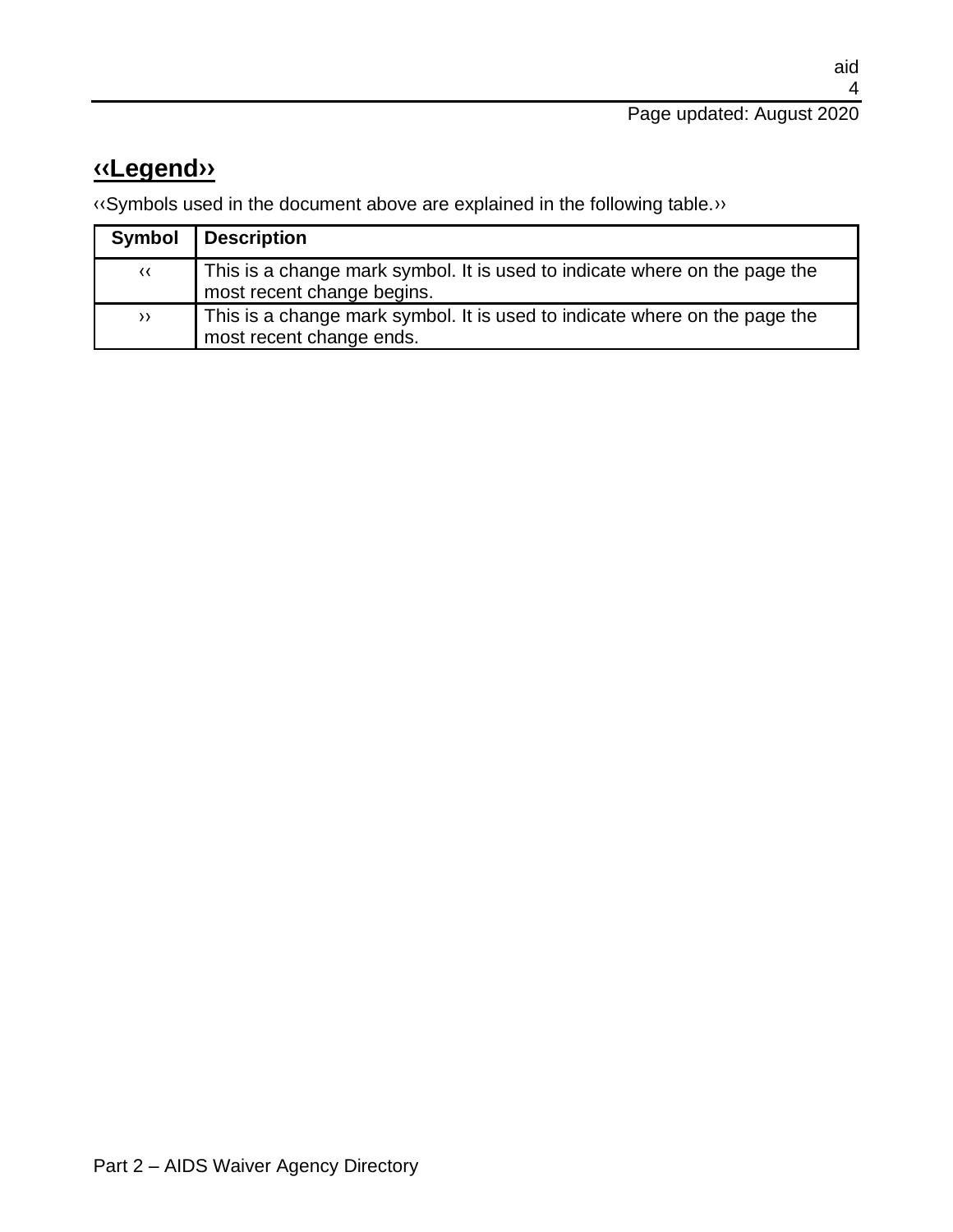## ‹‹Legend››

‹‹Symbols used in the document above are explained in the following table.››

| Symbol | Description |
|---|---|
| ‹‹ | This is a change mark symbol. It is used to indicate where on the page the most recent change begins. |
| ›› | This is a change mark symbol. It is used to indicate where on the page the most recent change ends. |